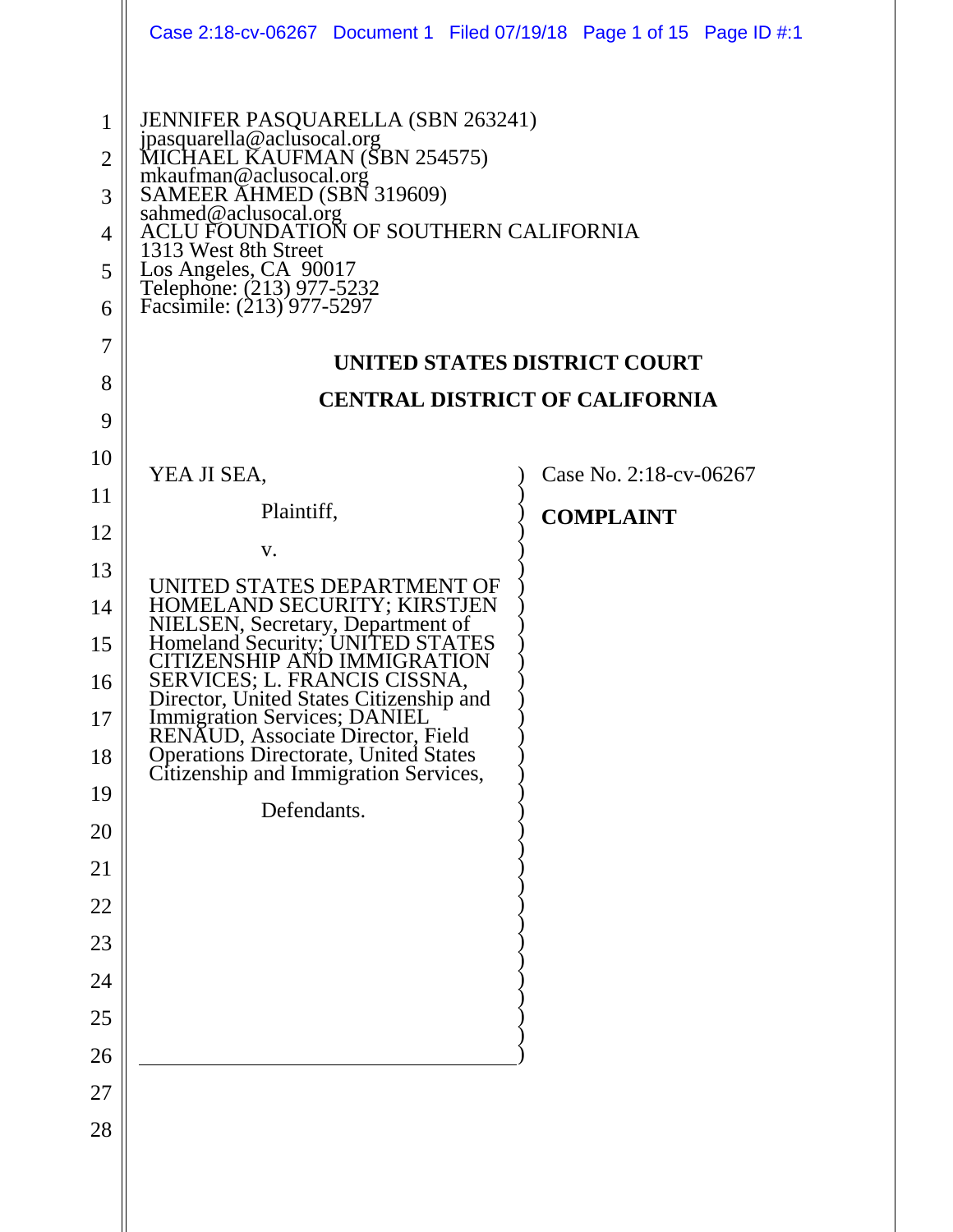JENNIFER PASQUARELLA (SBN 263241)
jpasquarella@aclusocal.org
MICHAEL KAUFMAN (SBN 254575)
mkaufman@aclusocal.org
SAMEER AHMED (SBN 319609)
sahmed@aclusocal.org
ACLU FOUNDATION OF SOUTHERN CALIFORNIA
1313 West 8th Street
Los Angeles, CA 90017
Telephone: (213) 977-5232
Facsimile: (213) 977-5297

**UNITED STATES DISTRICT COURT**

**CENTRAL DISTRICT OF CALIFORNIA**

YEA JI SEA,

Plaintiff,

v.

UNITED STATES DEPARTMENT OF HOMELAND SECURITY; KIRSTJEN NIELSEN, Secretary, Department of Homeland Security; UNITED STATES CITIZENSHIP AND IMMIGRATION SERVICES; L. FRANCIS CISSNA, Director, United States Citizenship and Immigration Services; DANIEL RENAUD, Associate Director, Field Operations Directorate, United States Citizenship and Immigration Services,

Defendants.

Case No. 2:18-cv-06267

**COMPLAINT**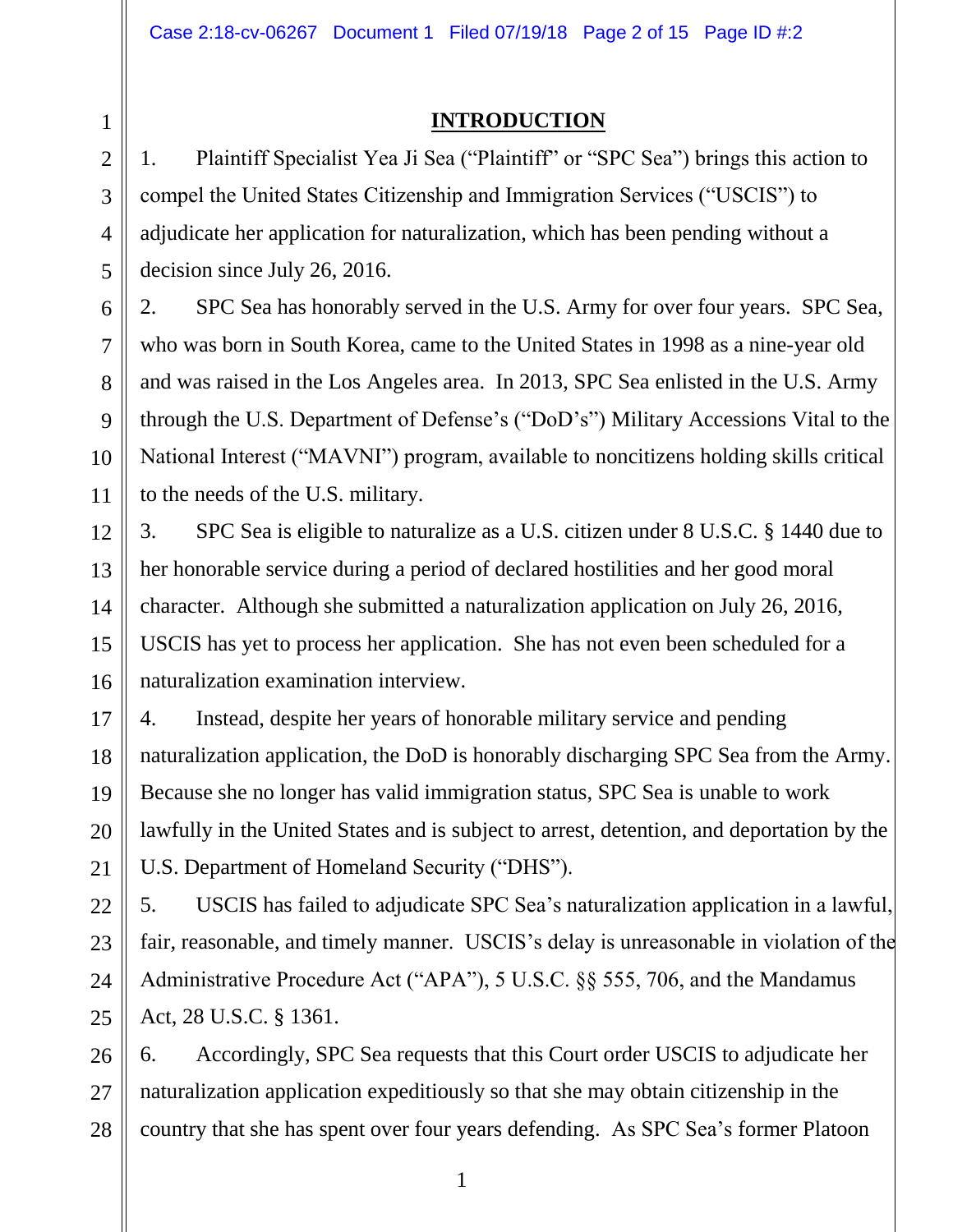## INTRODUCTION

1. Plaintiff Specialist Yea Ji Sea ("Plaintiff" or "SPC Sea") brings this action to compel the United States Citizenship and Immigration Services ("USCIS") to adjudicate her application for naturalization, which has been pending without a decision since July 26, 2016.

2. SPC Sea has honorably served in the U.S. Army for over four years. SPC Sea, who was born in South Korea, came to the United States in 1998 as a nine-year old and was raised in the Los Angeles area. In 2013, SPC Sea enlisted in the U.S. Army through the U.S. Department of Defense's ("DoD's") Military Accessions Vital to the National Interest ("MAVNI") program, available to noncitizens holding skills critical to the needs of the U.S. military.

3. SPC Sea is eligible to naturalize as a U.S. citizen under 8 U.S.C. § 1440 due to her honorable service during a period of declared hostilities and her good moral character. Although she submitted a naturalization application on July 26, 2016, USCIS has yet to process her application. She has not even been scheduled for a naturalization examination interview.

4. Instead, despite her years of honorable military service and pending naturalization application, the DoD is honorably discharging SPC Sea from the Army. Because she no longer has valid immigration status, SPC Sea is unable to work lawfully in the United States and is subject to arrest, detention, and deportation by the U.S. Department of Homeland Security ("DHS").

5. USCIS has failed to adjudicate SPC Sea's naturalization application in a lawful, fair, reasonable, and timely manner. USCIS's delay is unreasonable in violation of the Administrative Procedure Act ("APA"), 5 U.S.C. §§ 555, 706, and the Mandamus Act, 28 U.S.C. § 1361.

6. Accordingly, SPC Sea requests that this Court order USCIS to adjudicate her naturalization application expeditiously so that she may obtain citizenship in the country that she has spent over four years defending. As SPC Sea's former Platoon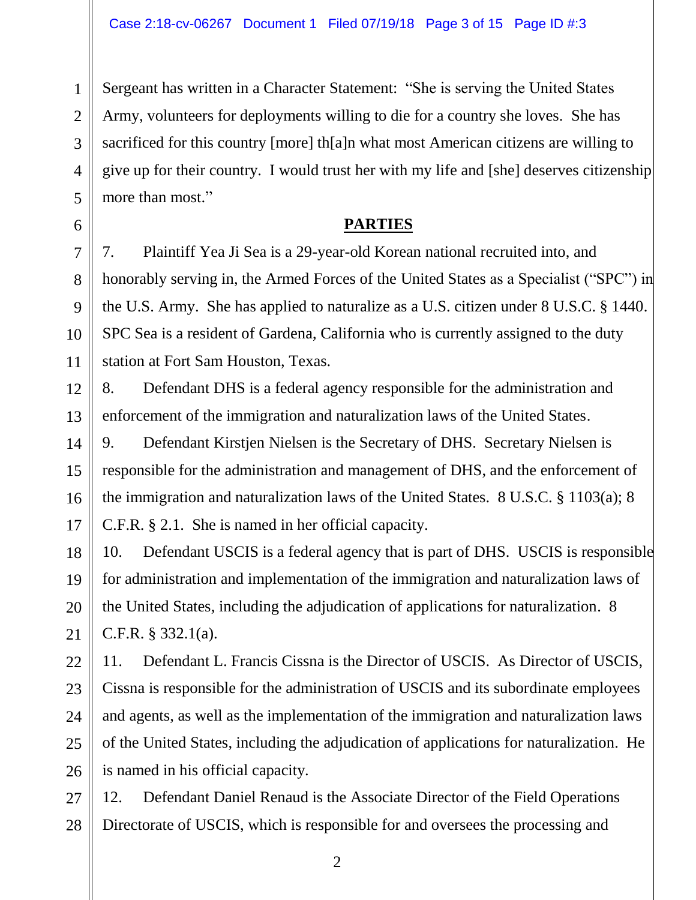Sergeant has written in a Character Statement: "She is serving the United States Army, volunteers for deployments willing to die for a country she loves. She has sacrificed for this country [more] th[a]n what most American citizens are willing to give up for their country. I would trust her with my life and [she] deserves citizenship more than most."

## PARTIES

7. Plaintiff Yea Ji Sea is a 29-year-old Korean national recruited into, and honorably serving in, the Armed Forces of the United States as a Specialist ("SPC") in the U.S. Army. She has applied to naturalize as a U.S. citizen under 8 U.S.C. § 1440. SPC Sea is a resident of Gardena, California who is currently assigned to the duty station at Fort Sam Houston, Texas.

8. Defendant DHS is a federal agency responsible for the administration and enforcement of the immigration and naturalization laws of the United States.

9. Defendant Kirstjen Nielsen is the Secretary of DHS. Secretary Nielsen is responsible for the administration and management of DHS, and the enforcement of the immigration and naturalization laws of the United States. 8 U.S.C. § 1103(a); 8 C.F.R. § 2.1. She is named in her official capacity.

10. Defendant USCIS is a federal agency that is part of DHS. USCIS is responsible for administration and implementation of the immigration and naturalization laws of the United States, including the adjudication of applications for naturalization. 8 C.F.R. § 332.1(a).

11. Defendant L. Francis Cissna is the Director of USCIS. As Director of USCIS, Cissna is responsible for the administration of USCIS and its subordinate employees and agents, as well as the implementation of the immigration and naturalization laws of the United States, including the adjudication of applications for naturalization. He is named in his official capacity.

12. Defendant Daniel Renaud is the Associate Director of the Field Operations Directorate of USCIS, which is responsible for and oversees the processing and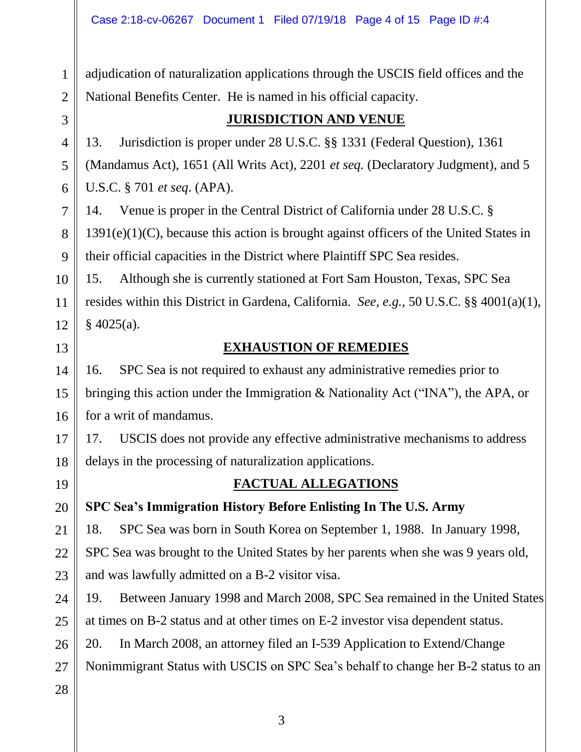adjudication of naturalization applications through the USCIS field offices and the National Benefits Center. He is named in his official capacity.

## JURISDICTION AND VENUE

13. Jurisdiction is proper under 28 U.S.C. §§ 1331 (Federal Question), 1361 (Mandamus Act), 1651 (All Writs Act), 2201 *et seq.* (Declaratory Judgment), and 5 U.S.C. § 701 *et seq*. (APA).

14. Venue is proper in the Central District of California under 28 U.S.C. § 1391(e)(1)(C), because this action is brought against officers of the United States in their official capacities in the District where Plaintiff SPC Sea resides.

15. Although she is currently stationed at Fort Sam Houston, Texas, SPC Sea resides within this District in Gardena, California. *See, e.g.*, 50 U.S.C. §§ 4001(a)(1), § 4025(a).

## EXHAUSTION OF REMEDIES

16. SPC Sea is not required to exhaust any administrative remedies prior to bringing this action under the Immigration & Nationality Act ("INA"), the APA, or for a writ of mandamus.

17. USCIS does not provide any effective administrative mechanisms to address delays in the processing of naturalization applications.

## FACTUAL ALLEGATIONS

### SPC Sea's Immigration History Before Enlisting In The U.S. Army

18. SPC Sea was born in South Korea on September 1, 1988. In January 1998, SPC Sea was brought to the United States by her parents when she was 9 years old, and was lawfully admitted on a B-2 visitor visa.

19. Between January 1998 and March 2008, SPC Sea remained in the United States at times on B-2 status and at other times on E-2 investor visa dependent status.

20. In March 2008, an attorney filed an I-539 Application to Extend/Change Nonimmigrant Status with USCIS on SPC Sea's behalf to change her B-2 status to an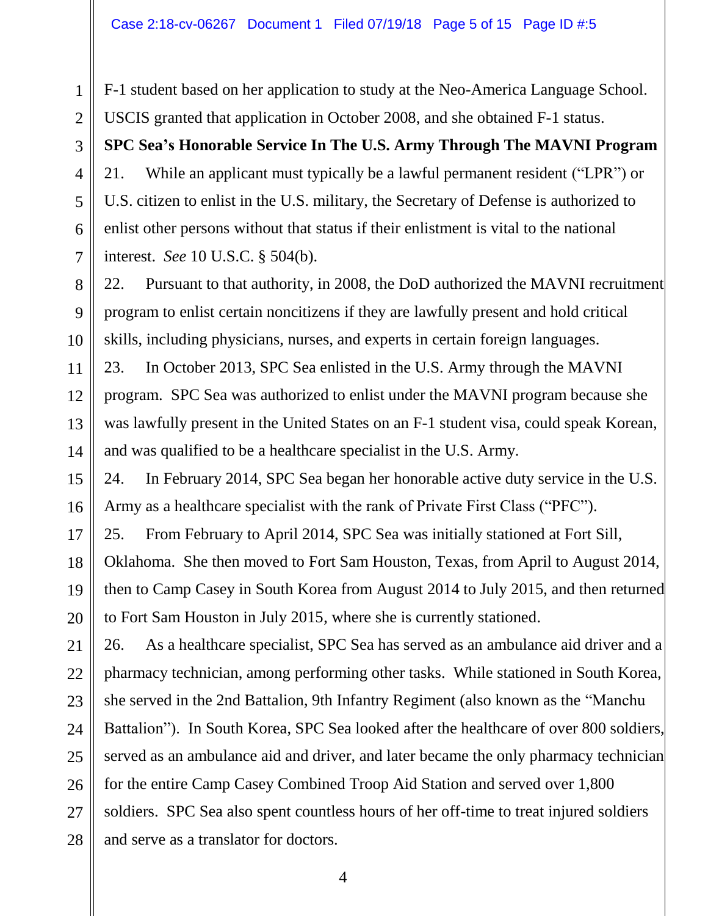F-1 student based on her application to study at the Neo-America Language School. USCIS granted that application in October 2008, and she obtained F-1 status.

**SPC Sea's Honorable Service In The U.S. Army Through The MAVNI Program**

21. While an applicant must typically be a lawful permanent resident ("LPR") or U.S. citizen to enlist in the U.S. military, the Secretary of Defense is authorized to enlist other persons without that status if their enlistment is vital to the national interest. *See* 10 U.S.C. § 504(b).

22. Pursuant to that authority, in 2008, the DoD authorized the MAVNI recruitment program to enlist certain noncitizens if they are lawfully present and hold critical skills, including physicians, nurses, and experts in certain foreign languages.

23. In October 2013, SPC Sea enlisted in the U.S. Army through the MAVNI program. SPC Sea was authorized to enlist under the MAVNI program because she was lawfully present in the United States on an F-1 student visa, could speak Korean, and was qualified to be a healthcare specialist in the U.S. Army.

24. In February 2014, SPC Sea began her honorable active duty service in the U.S. Army as a healthcare specialist with the rank of Private First Class ("PFC").

25. From February to April 2014, SPC Sea was initially stationed at Fort Sill, Oklahoma. She then moved to Fort Sam Houston, Texas, from April to August 2014, then to Camp Casey in South Korea from August 2014 to July 2015, and then returned to Fort Sam Houston in July 2015, where she is currently stationed.

26. As a healthcare specialist, SPC Sea has served as an ambulance aid driver and a pharmacy technician, among performing other tasks. While stationed in South Korea, she served in the 2nd Battalion, 9th Infantry Regiment (also known as the "Manchu Battalion"). In South Korea, SPC Sea looked after the healthcare of over 800 soldiers, served as an ambulance aid and driver, and later became the only pharmacy technician for the entire Camp Casey Combined Troop Aid Station and served over 1,800 soldiers. SPC Sea also spent countless hours of her off-time to treat injured soldiers and serve as a translator for doctors.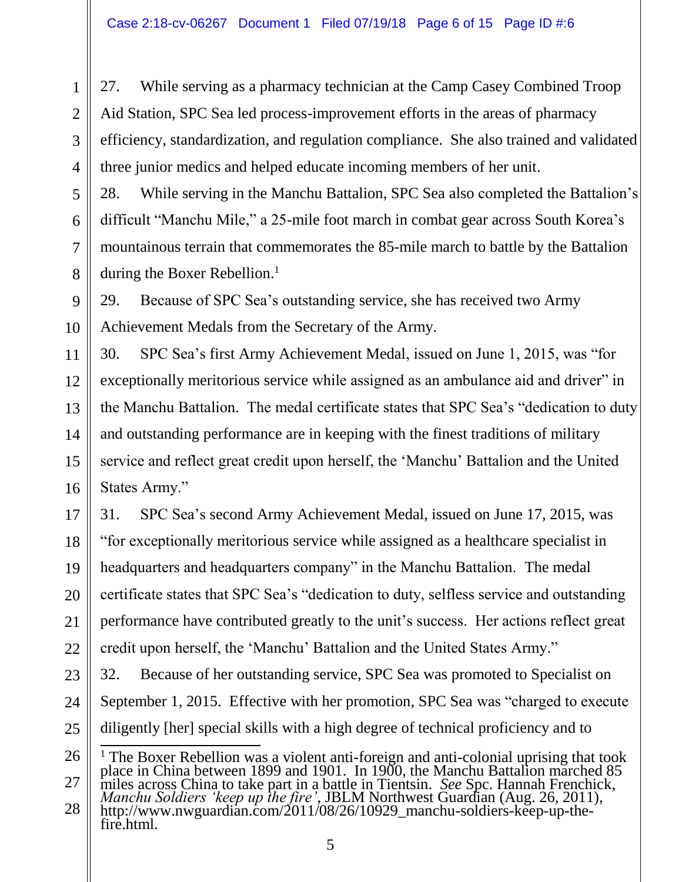27. While serving as a pharmacy technician at the Camp Casey Combined Troop Aid Station, SPC Sea led process-improvement efforts in the areas of pharmacy efficiency, standardization, and regulation compliance. She also trained and validated three junior medics and helped educate incoming members of her unit.

28. While serving in the Manchu Battalion, SPC Sea also completed the Battalion's difficult "Manchu Mile," a 25-mile foot march in combat gear across South Korea's mountainous terrain that commemorates the 85-mile march to battle by the Battalion during the Boxer Rebellion.[1]

29. Because of SPC Sea's outstanding service, she has received two Army Achievement Medals from the Secretary of the Army.

30. SPC Sea's first Army Achievement Medal, issued on June 1, 2015, was "for exceptionally meritorious service while assigned as an ambulance aid and driver" in the Manchu Battalion. The medal certificate states that SPC Sea's "dedication to duty and outstanding performance are in keeping with the finest traditions of military service and reflect great credit upon herself, the 'Manchu' Battalion and the United States Army."

31. SPC Sea's second Army Achievement Medal, issued on June 17, 2015, was "for exceptionally meritorious service while assigned as a healthcare specialist in headquarters and headquarters company" in the Manchu Battalion. The medal certificate states that SPC Sea's "dedication to duty, selfless service and outstanding performance have contributed greatly to the unit's success. Her actions reflect great credit upon herself, the 'Manchu' Battalion and the United States Army."

32. Because of her outstanding service, SPC Sea was promoted to Specialist on September 1, 2015. Effective with her promotion, SPC Sea was "charged to execute diligently [her] special skills with a high degree of technical proficiency and to

---

[1] The Boxer Rebellion was a violent anti-foreign and anti-colonial uprising that took place in China between 1899 and 1901. In 1900, the Manchu Battalion marched 85 miles across China to take part in a battle in Tientsin. *See* Spc. Hannah Frenchick, *Manchu Soldiers 'keep up the fire'*, JBLM Northwest Guardian (Aug. 26, 2011), http://www.nwguardian.com/2011/08/26/10929_manchu-soldiers-keep-up-the-fire.html.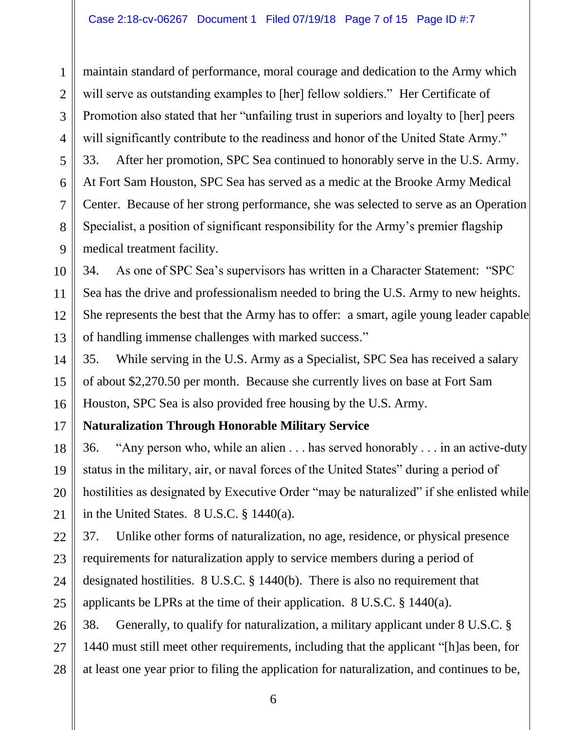maintain standard of performance, moral courage and dedication to the Army which will serve as outstanding examples to [her] fellow soldiers." Her Certificate of Promotion also stated that her "unfailing trust in superiors and loyalty to [her] peers will significantly contribute to the readiness and honor of the United State Army."

33. After her promotion, SPC Sea continued to honorably serve in the U.S. Army. At Fort Sam Houston, SPC Sea has served as a medic at the Brooke Army Medical Center. Because of her strong performance, she was selected to serve as an Operation Specialist, a position of significant responsibility for the Army's premier flagship medical treatment facility.

34. As one of SPC Sea's supervisors has written in a Character Statement: "SPC Sea has the drive and professionalism needed to bring the U.S. Army to new heights. She represents the best that the Army has to offer: a smart, agile young leader capable of handling immense challenges with marked success."

35. While serving in the U.S. Army as a Specialist, SPC Sea has received a salary of about $2,270.50 per month. Because she currently lives on base at Fort Sam Houston, SPC Sea is also provided free housing by the U.S. Army.

**Naturalization Through Honorable Military Service**

36. "Any person who, while an alien . . . has served honorably . . . in an active-duty status in the military, air, or naval forces of the United States" during a period of hostilities as designated by Executive Order "may be naturalized" if she enlisted while in the United States. 8 U.S.C. § 1440(a).

37. Unlike other forms of naturalization, no age, residence, or physical presence requirements for naturalization apply to service members during a period of designated hostilities. 8 U.S.C. § 1440(b). There is also no requirement that applicants be LPRs at the time of their application. 8 U.S.C. § 1440(a).

38. Generally, to qualify for naturalization, a military applicant under 8 U.S.C. § 1440 must still meet other requirements, including that the applicant "[h]as been, for at least one year prior to filing the application for naturalization, and continues to be,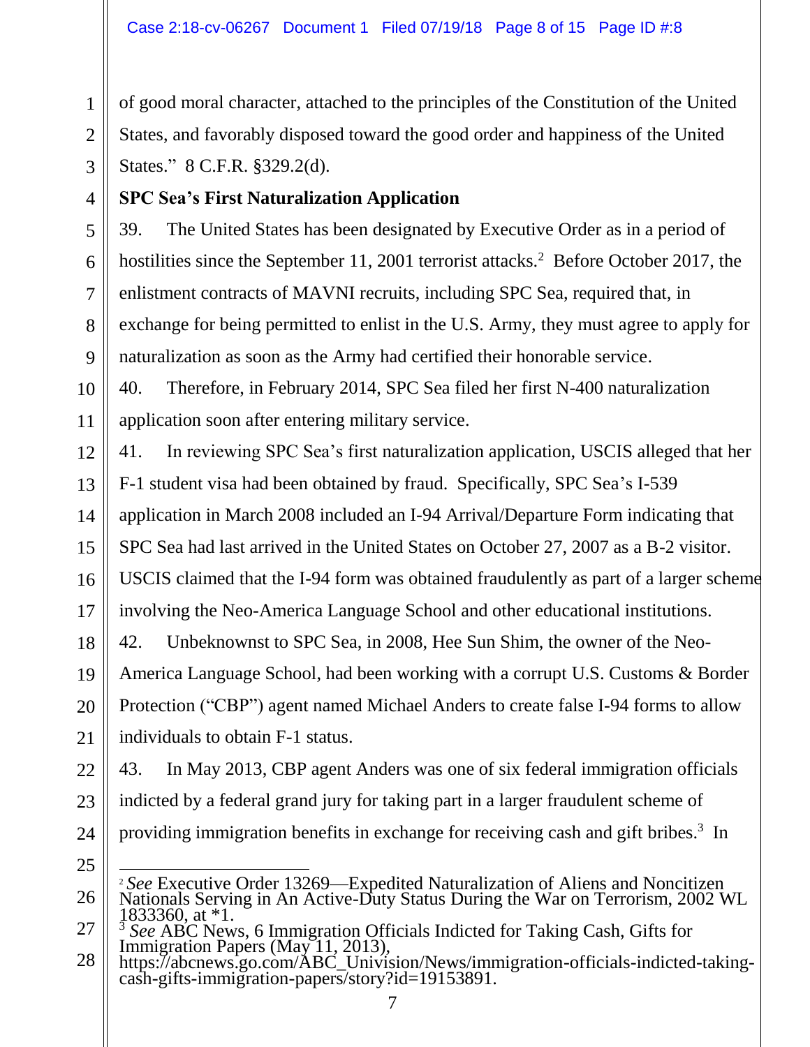of good moral character, attached to the principles of the Constitution of the United States, and favorably disposed toward the good order and happiness of the United States." 8 C.F.R. §329.2(d).

**SPC Sea's First Naturalization Application**

39. The United States has been designated by Executive Order as in a period of hostilities since the September 11, 2001 terrorist attacks.[2] Before October 2017, the enlistment contracts of MAVNI recruits, including SPC Sea, required that, in exchange for being permitted to enlist in the U.S. Army, they must agree to apply for naturalization as soon as the Army had certified their honorable service.

40. Therefore, in February 2014, SPC Sea filed her first N-400 naturalization application soon after entering military service.

41. In reviewing SPC Sea's first naturalization application, USCIS alleged that her F-1 student visa had been obtained by fraud. Specifically, SPC Sea's I-539 application in March 2008 included an I-94 Arrival/Departure Form indicating that SPC Sea had last arrived in the United States on October 27, 2007 as a B-2 visitor. USCIS claimed that the I-94 form was obtained fraudulently as part of a larger scheme involving the Neo-America Language School and other educational institutions.

42. Unbeknownst to SPC Sea, in 2008, Hee Sun Shim, the owner of the Neo-America Language School, had been working with a corrupt U.S. Customs & Border Protection ("CBP") agent named Michael Anders to create false I-94 forms to allow individuals to obtain F-1 status.

43. In May 2013, CBP agent Anders was one of six federal immigration officials indicted by a federal grand jury for taking part in a larger fraudulent scheme of providing immigration benefits in exchange for receiving cash and gift bribes.[3] In

---

[2] *See* Executive Order 13269—Expedited Naturalization of Aliens and Noncitizen Nationals Serving in An Active-Duty Status During the War on Terrorism, 2002 WL 1833360, at *1.

[3] *See* ABC News, 6 Immigration Officials Indicted for Taking Cash, Gifts for Immigration Papers (May 11, 2013), https://abcnews.go.com/ABC_Univision/News/immigration-officials-indicted-taking-cash-gifts-immigration-papers/story?id=19153891.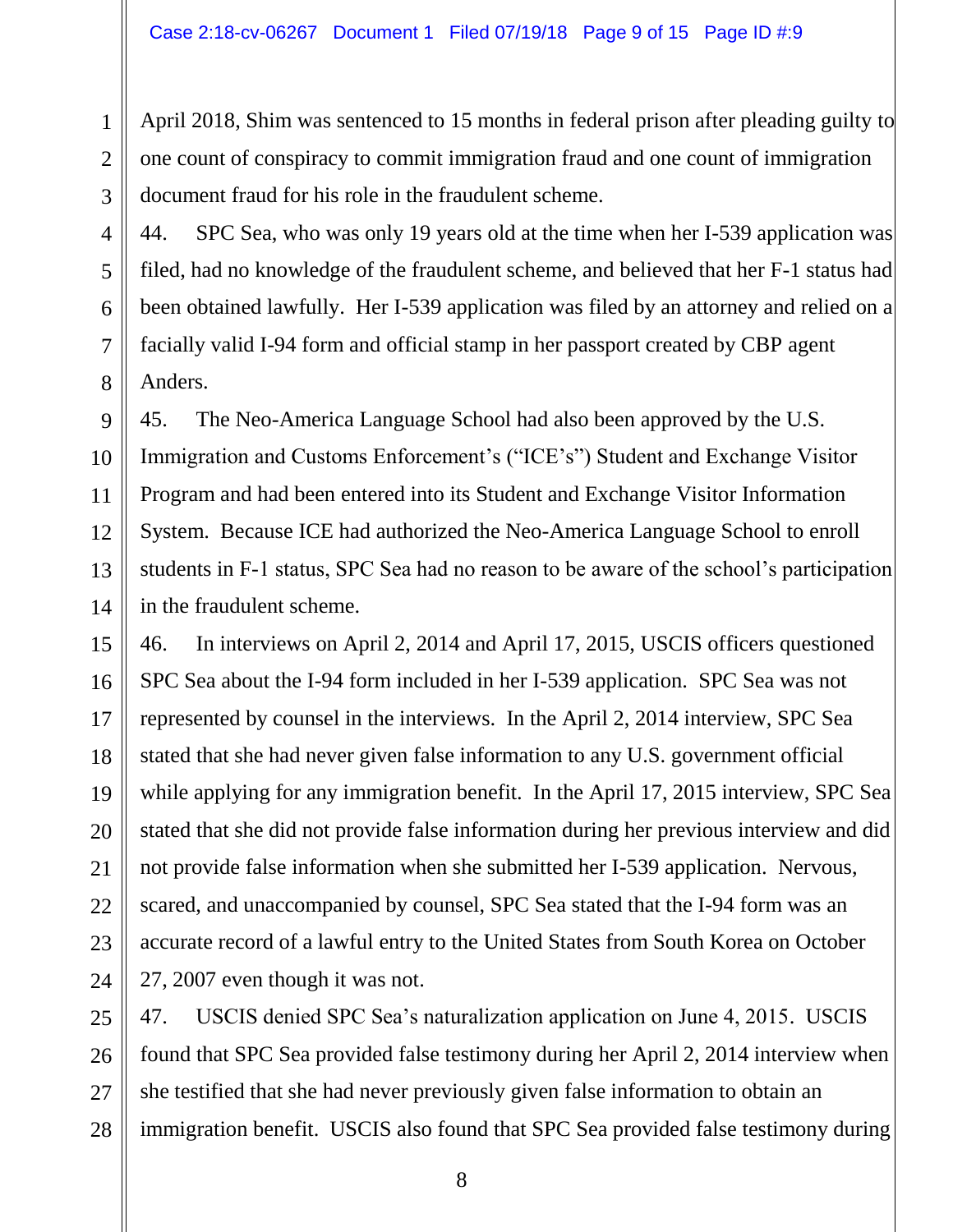April 2018, Shim was sentenced to 15 months in federal prison after pleading guilty to one count of conspiracy to commit immigration fraud and one count of immigration document fraud for his role in the fraudulent scheme.

44. SPC Sea, who was only 19 years old at the time when her I-539 application was filed, had no knowledge of the fraudulent scheme, and believed that her F-1 status had been obtained lawfully. Her I-539 application was filed by an attorney and relied on a facially valid I-94 form and official stamp in her passport created by CBP agent Anders.

45. The Neo-America Language School had also been approved by the U.S. Immigration and Customs Enforcement's ("ICE's") Student and Exchange Visitor Program and had been entered into its Student and Exchange Visitor Information System. Because ICE had authorized the Neo-America Language School to enroll students in F-1 status, SPC Sea had no reason to be aware of the school's participation in the fraudulent scheme.

46. In interviews on April 2, 2014 and April 17, 2015, USCIS officers questioned SPC Sea about the I-94 form included in her I-539 application. SPC Sea was not represented by counsel in the interviews. In the April 2, 2014 interview, SPC Sea stated that she had never given false information to any U.S. government official while applying for any immigration benefit. In the April 17, 2015 interview, SPC Sea stated that she did not provide false information during her previous interview and did not provide false information when she submitted her I-539 application. Nervous, scared, and unaccompanied by counsel, SPC Sea stated that the I-94 form was an accurate record of a lawful entry to the United States from South Korea on October 27, 2007 even though it was not.

47. USCIS denied SPC Sea's naturalization application on June 4, 2015. USCIS found that SPC Sea provided false testimony during her April 2, 2014 interview when she testified that she had never previously given false information to obtain an immigration benefit. USCIS also found that SPC Sea provided false testimony during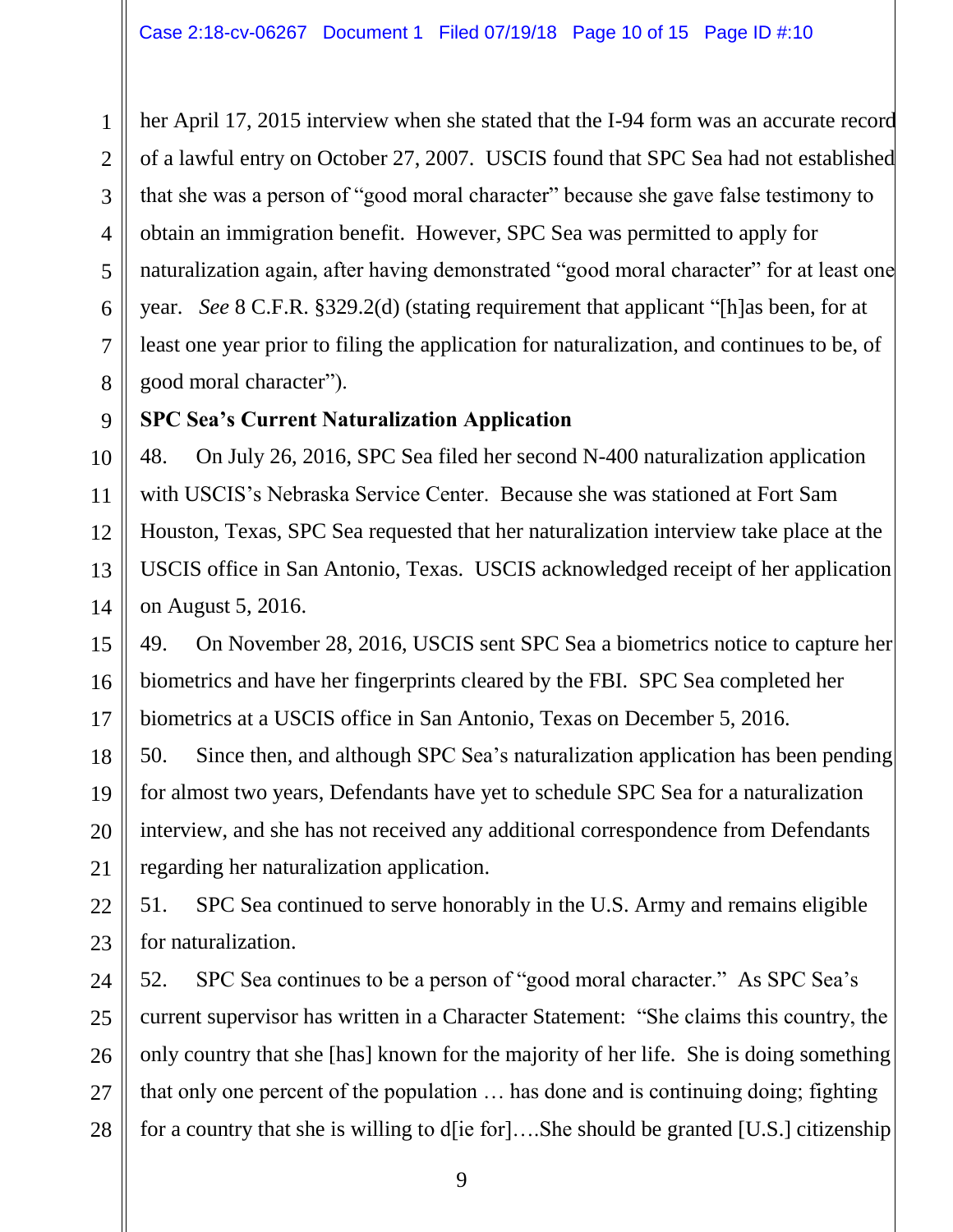her April 17, 2015 interview when she stated that the I-94 form was an accurate record of a lawful entry on October 27, 2007. USCIS found that SPC Sea had not established that she was a person of "good moral character" because she gave false testimony to obtain an immigration benefit. However, SPC Sea was permitted to apply for naturalization again, after having demonstrated "good moral character" for at least one year. *See* 8 C.F.R. §329.2(d) (stating requirement that applicant "[h]as been, for at least one year prior to filing the application for naturalization, and continues to be, of good moral character").

**SPC Sea's Current Naturalization Application**

48. On July 26, 2016, SPC Sea filed her second N-400 naturalization application with USCIS's Nebraska Service Center. Because she was stationed at Fort Sam Houston, Texas, SPC Sea requested that her naturalization interview take place at the USCIS office in San Antonio, Texas. USCIS acknowledged receipt of her application on August 5, 2016.

49. On November 28, 2016, USCIS sent SPC Sea a biometrics notice to capture her biometrics and have her fingerprints cleared by the FBI. SPC Sea completed her biometrics at a USCIS office in San Antonio, Texas on December 5, 2016.

50. Since then, and although SPC Sea's naturalization application has been pending for almost two years, Defendants have yet to schedule SPC Sea for a naturalization interview, and she has not received any additional correspondence from Defendants regarding her naturalization application.

51. SPC Sea continued to serve honorably in the U.S. Army and remains eligible for naturalization.

52. SPC Sea continues to be a person of "good moral character." As SPC Sea's current supervisor has written in a Character Statement: "She claims this country, the only country that she [has] known for the majority of her life. She is doing something that only one percent of the population … has done and is continuing doing; fighting for a country that she is willing to d[ie for]….She should be granted [U.S.] citizenship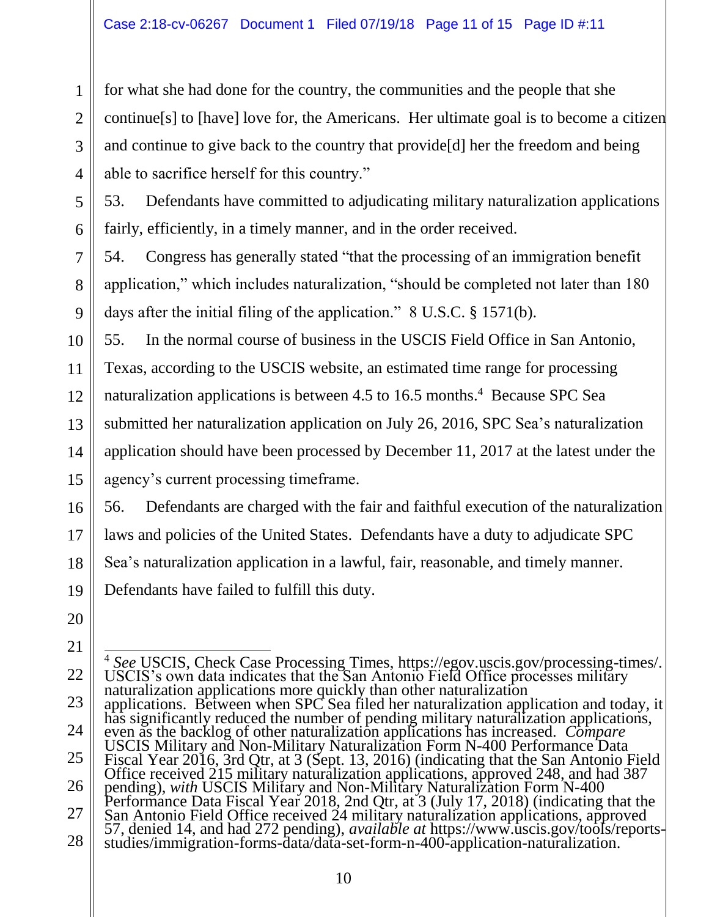for what she had done for the country, the communities and the people that she continue[s] to [have] love for, the Americans. Her ultimate goal is to become a citizen and continue to give back to the country that provide[d] her the freedom and being able to sacrifice herself for this country."

53. Defendants have committed to adjudicating military naturalization applications fairly, efficiently, in a timely manner, and in the order received.

54. Congress has generally stated "that the processing of an immigration benefit application," which includes naturalization, "should be completed not later than 180 days after the initial filing of the application." 8 U.S.C. § 1571(b).

55. In the normal course of business in the USCIS Field Office in San Antonio, Texas, according to the USCIS website, an estimated time range for processing naturalization applications is between 4.5 to 16.5 months.[4] Because SPC Sea submitted her naturalization application on July 26, 2016, SPC Sea's naturalization application should have been processed by December 11, 2017 at the latest under the agency's current processing timeframe.

56. Defendants are charged with the fair and faithful execution of the naturalization laws and policies of the United States. Defendants have a duty to adjudicate SPC Sea's naturalization application in a lawful, fair, reasonable, and timely manner. Defendants have failed to fulfill this duty.

---

[4] *See* USCIS, Check Case Processing Times, https://egov.uscis.gov/processing-times/. USCIS's own data indicates that the San Antonio Field Office processes military naturalization applications more quickly than other naturalization applications. Between when SPC Sea filed her naturalization application and today, it has significantly reduced the number of pending military naturalization applications, even as the backlog of other naturalization applications has increased. *Compare* USCIS Military and Non-Military Naturalization Form N-400 Performance Data Fiscal Year 2016, 3rd Qtr, at 3 (Sept. 13, 2016) (indicating that the San Antonio Field Office received 215 military naturalization applications, approved 248, and had 387 pending), *with* USCIS Military and Non-Military Naturalization Form N-400 Performance Data Fiscal Year 2018, 2nd Qtr, at 3 (July 17, 2018) (indicating that the San Antonio Field Office received 24 military naturalization applications, approved 57, denied 14, and had 272 pending), *available at* https://www.uscis.gov/tools/reports-studies/immigration-forms-data/data-set-form-n-400-application-naturalization.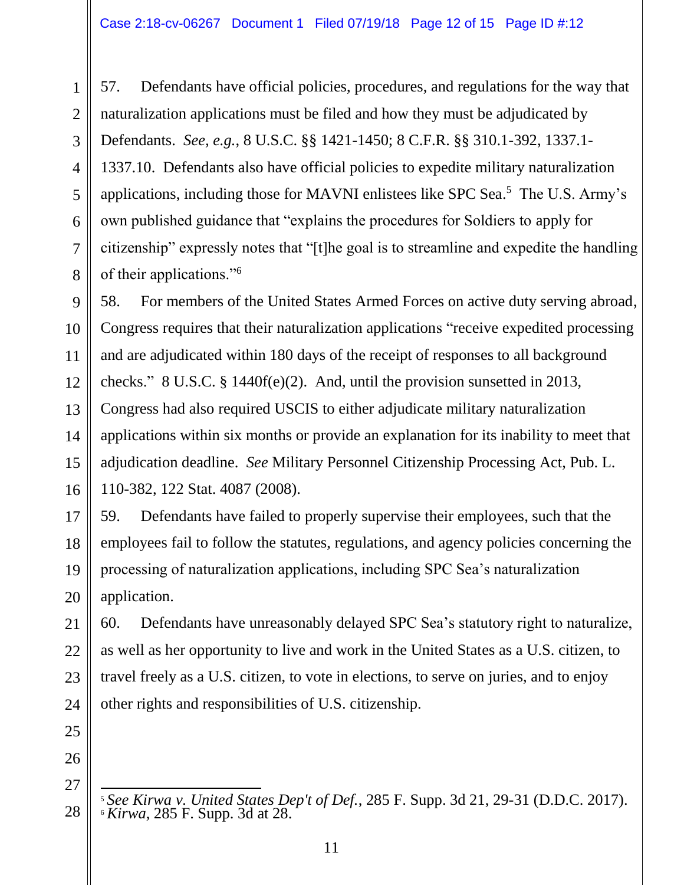57. Defendants have official policies, procedures, and regulations for the way that naturalization applications must be filed and how they must be adjudicated by Defendants. *See, e.g.*, 8 U.S.C. §§ 1421-1450; 8 C.F.R. §§ 310.1-392, 1337.1-1337.10. Defendants also have official policies to expedite military naturalization applications, including those for MAVNI enlistees like SPC Sea.[5] The U.S. Army's own published guidance that "explains the procedures for Soldiers to apply for citizenship" expressly notes that "[t]he goal is to streamline and expedite the handling of their applications."[6]

58. For members of the United States Armed Forces on active duty serving abroad, Congress requires that their naturalization applications "receive expedited processing and are adjudicated within 180 days of the receipt of responses to all background checks." 8 U.S.C. § 1440f(e)(2). And, until the provision sunsetted in 2013, Congress had also required USCIS to either adjudicate military naturalization applications within six months or provide an explanation for its inability to meet that adjudication deadline. *See* Military Personnel Citizenship Processing Act, Pub. L. 110-382, 122 Stat. 4087 (2008).

59. Defendants have failed to properly supervise their employees, such that the employees fail to follow the statutes, regulations, and agency policies concerning the processing of naturalization applications, including SPC Sea's naturalization application.

60. Defendants have unreasonably delayed SPC Sea's statutory right to naturalize, as well as her opportunity to live and work in the United States as a U.S. citizen, to travel freely as a U.S. citizen, to vote in elections, to serve on juries, and to enjoy other rights and responsibilities of U.S. citizenship.

---

[5] *See Kirwa v. United States Dep't of Def.*, 285 F. Supp. 3d 21, 29-31 (D.D.C. 2017).
[6] *Kirwa*, 285 F. Supp. 3d at 28.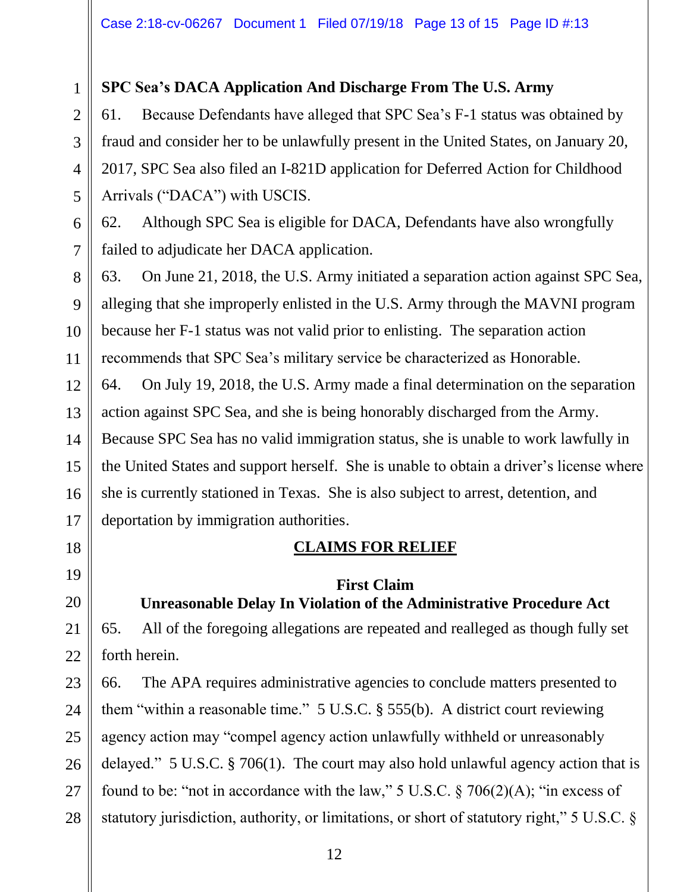**SPC Sea's DACA Application And Discharge From The U.S. Army**

61. Because Defendants have alleged that SPC Sea's F-1 status was obtained by fraud and consider her to be unlawfully present in the United States, on January 20, 2017, SPC Sea also filed an I-821D application for Deferred Action for Childhood Arrivals ("DACA") with USCIS.

62. Although SPC Sea is eligible for DACA, Defendants have also wrongfully failed to adjudicate her DACA application.

63. On June 21, 2018, the U.S. Army initiated a separation action against SPC Sea, alleging that she improperly enlisted in the U.S. Army through the MAVNI program because her F-1 status was not valid prior to enlisting. The separation action recommends that SPC Sea's military service be characterized as Honorable.

64. On July 19, 2018, the U.S. Army made a final determination on the separation action against SPC Sea, and she is being honorably discharged from the Army. Because SPC Sea has no valid immigration status, she is unable to work lawfully in the United States and support herself. She is unable to obtain a driver's license where she is currently stationed in Texas. She is also subject to arrest, detention, and deportation by immigration authorities.

## CLAIMS FOR RELIEF

### First Claim
### Unreasonable Delay In Violation of the Administrative Procedure Act

65. All of the foregoing allegations are repeated and realleged as though fully set forth herein.

66. The APA requires administrative agencies to conclude matters presented to them "within a reasonable time." 5 U.S.C. § 555(b). A district court reviewing agency action may "compel agency action unlawfully withheld or unreasonably delayed." 5 U.S.C. § 706(1). The court may also hold unlawful agency action that is found to be: "not in accordance with the law," 5 U.S.C. § 706(2)(A); "in excess of statutory jurisdiction, authority, or limitations, or short of statutory right," 5 U.S.C. §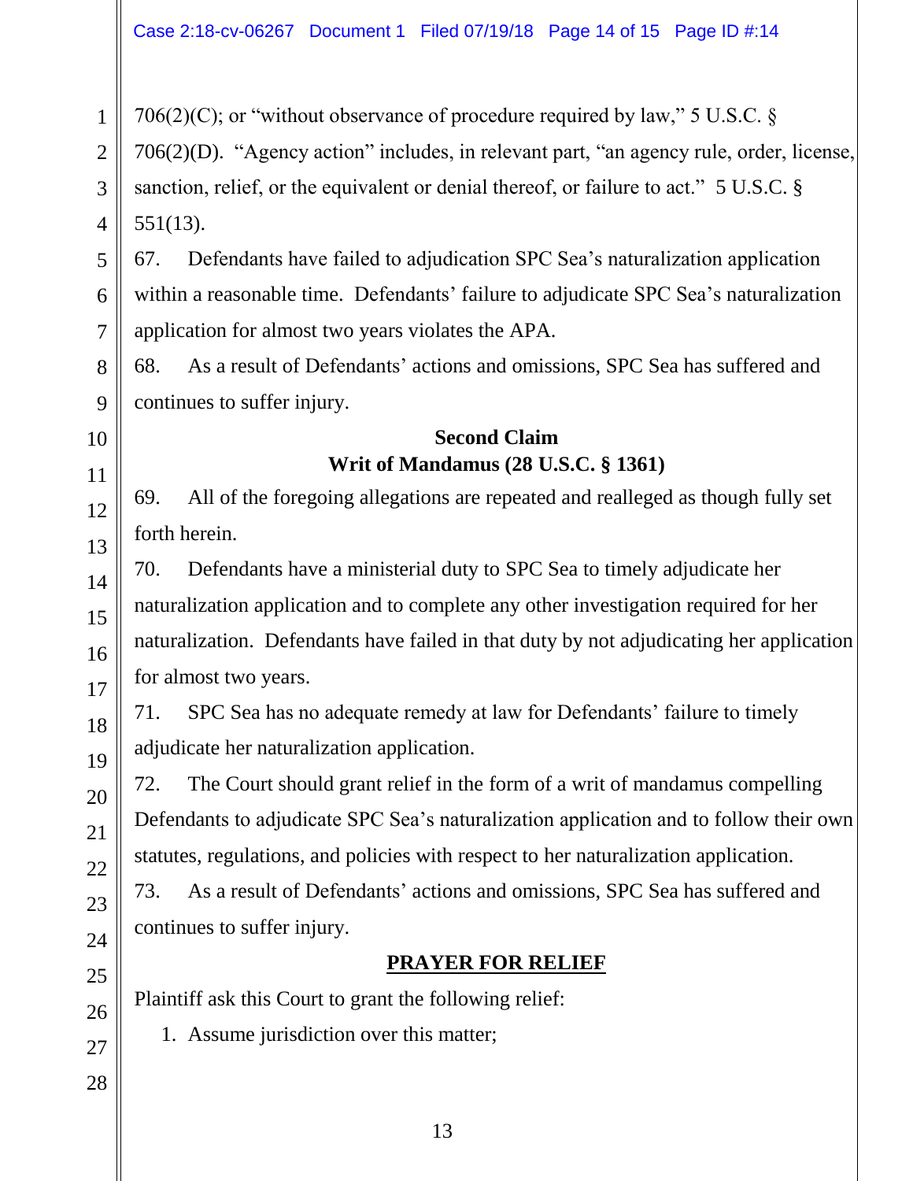706(2)(C); or "without observance of procedure required by law," 5 U.S.C. § 706(2)(D). "Agency action" includes, in relevant part, "an agency rule, order, license, sanction, relief, or the equivalent or denial thereof, or failure to act." 5 U.S.C. § 551(13).

67. Defendants have failed to adjudication SPC Sea's naturalization application within a reasonable time. Defendants' failure to adjudicate SPC Sea's naturalization application for almost two years violates the APA.

68. As a result of Defendants' actions and omissions, SPC Sea has suffered and continues to suffer injury.

**Second Claim**
**Writ of Mandamus (28 U.S.C. § 1361)**

69. All of the foregoing allegations are repeated and realleged as though fully set forth herein.

70. Defendants have a ministerial duty to SPC Sea to timely adjudicate her naturalization application and to complete any other investigation required for her naturalization. Defendants have failed in that duty by not adjudicating her application for almost two years.

71. SPC Sea has no adequate remedy at law for Defendants' failure to timely adjudicate her naturalization application.

72. The Court should grant relief in the form of a writ of mandamus compelling Defendants to adjudicate SPC Sea's naturalization application and to follow their own statutes, regulations, and policies with respect to her naturalization application.

73. As a result of Defendants' actions and omissions, SPC Sea has suffered and continues to suffer injury.

## PRAYER FOR RELIEF

Plaintiff ask this Court to grant the following relief:

1. Assume jurisdiction over this matter;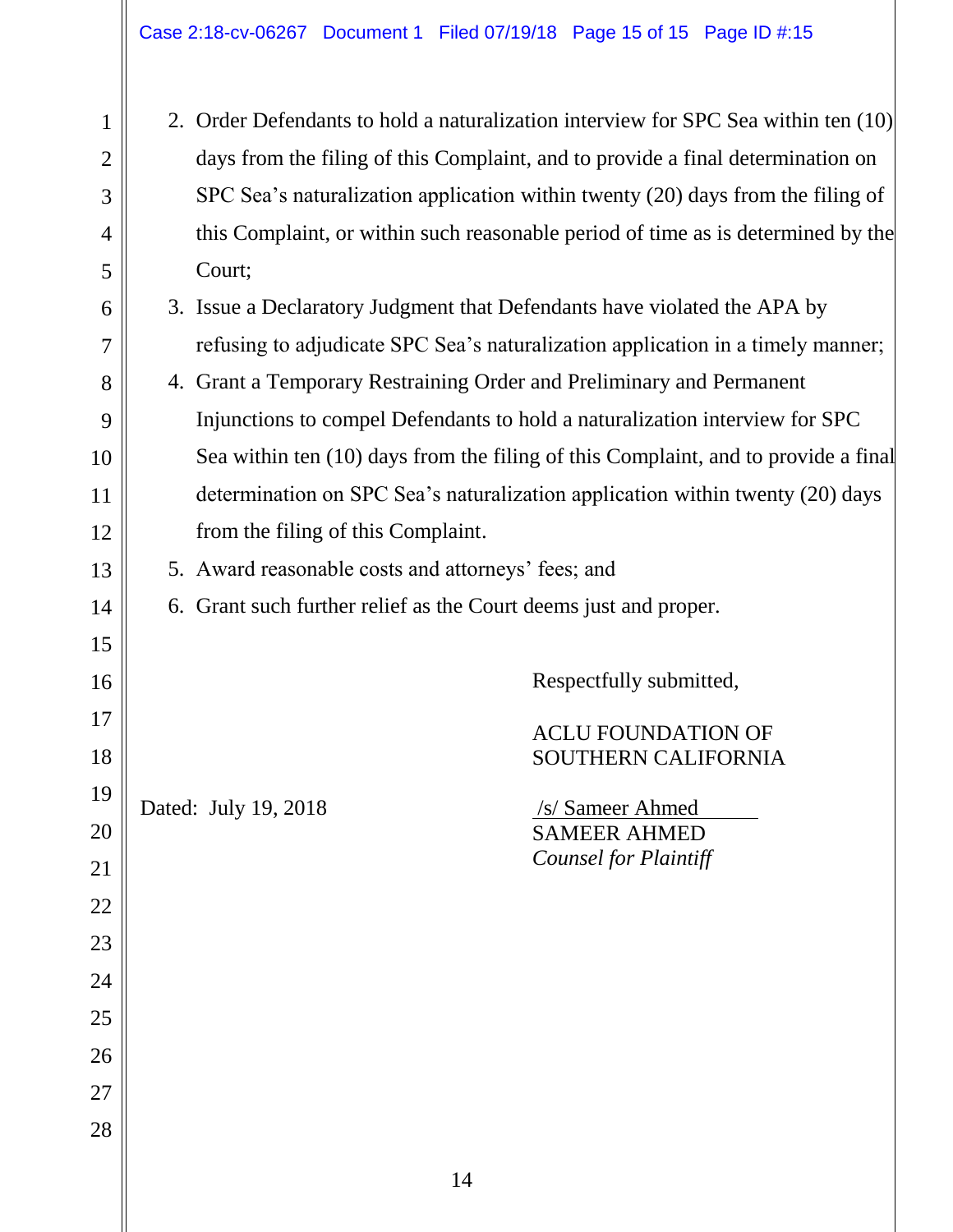2. Order Defendants to hold a naturalization interview for SPC Sea within ten (10) days from the filing of this Complaint, and to provide a final determination on SPC Sea's naturalization application within twenty (20) days from the filing of this Complaint, or within such reasonable period of time as is determined by the Court;
3. Issue a Declaratory Judgment that Defendants have violated the APA by refusing to adjudicate SPC Sea's naturalization application in a timely manner;
4. Grant a Temporary Restraining Order and Preliminary and Permanent Injunctions to compel Defendants to hold a naturalization interview for SPC Sea within ten (10) days from the filing of this Complaint, and to provide a final determination on SPC Sea's naturalization application within twenty (20) days from the filing of this Complaint.
5. Award reasonable costs and attorneys' fees; and
6. Grant such further relief as the Court deems just and proper.

Respectfully submitted,

ACLU FOUNDATION OF SOUTHERN CALIFORNIA

Dated: July 19, 2018

/s/ Sameer Ahmed
SAMEER AHMED
*Counsel for Plaintiff*